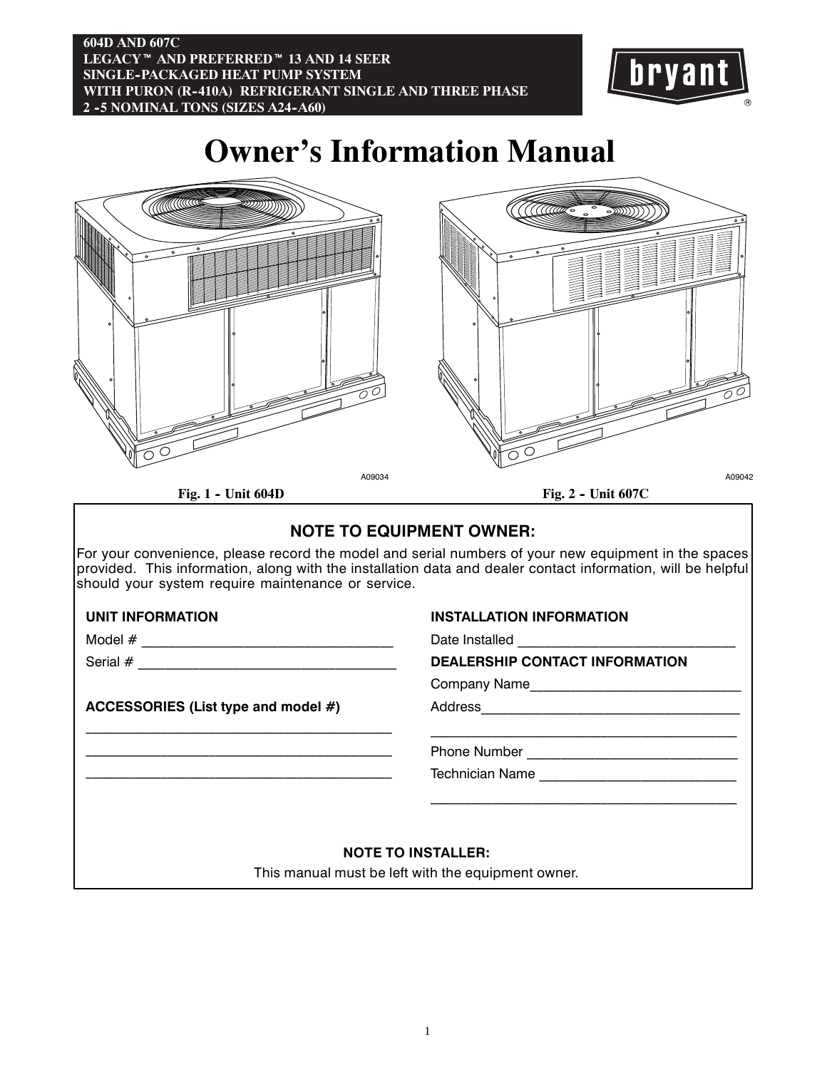**604D AND 607C**
**LEGACY™ AND PREFERRED™ 13 AND 14 SEER**
**SINGLE-PACKAGED HEAT PUMP SYSTEM**
**WITH PURON (R-410A) REFRIGERANT SINGLE AND THREE PHASE**
**2 -5 NOMINAL TONS (SIZES A24-A60)**

# Owner's Information Manual

A09034

**Fig. 1 - Unit 604D**

A09042

**Fig. 2 - Unit 607C**

## NOTE TO EQUIPMENT OWNER:

For your convenience, please record the model and serial numbers of your new equipment in the spaces provided. This information, along with the installation data and dealer contact information, will be helpful should your system require maintenance or service.

**UNIT INFORMATION**

Model # ________________________________

Serial # ________________________________

**ACCESSORIES (List type and model #)**

________________________________________

________________________________________

________________________________________

**INSTALLATION INFORMATION**

Date Installed ____________________________

**DEALERSHIP CONTACT INFORMATION**

Company Name___________________________

Address_________________________________

________________________________________

Phone Number ___________________________

Technician Name _________________________

________________________________________

**NOTE TO INSTALLER:**

This manual must be left with the equipment owner.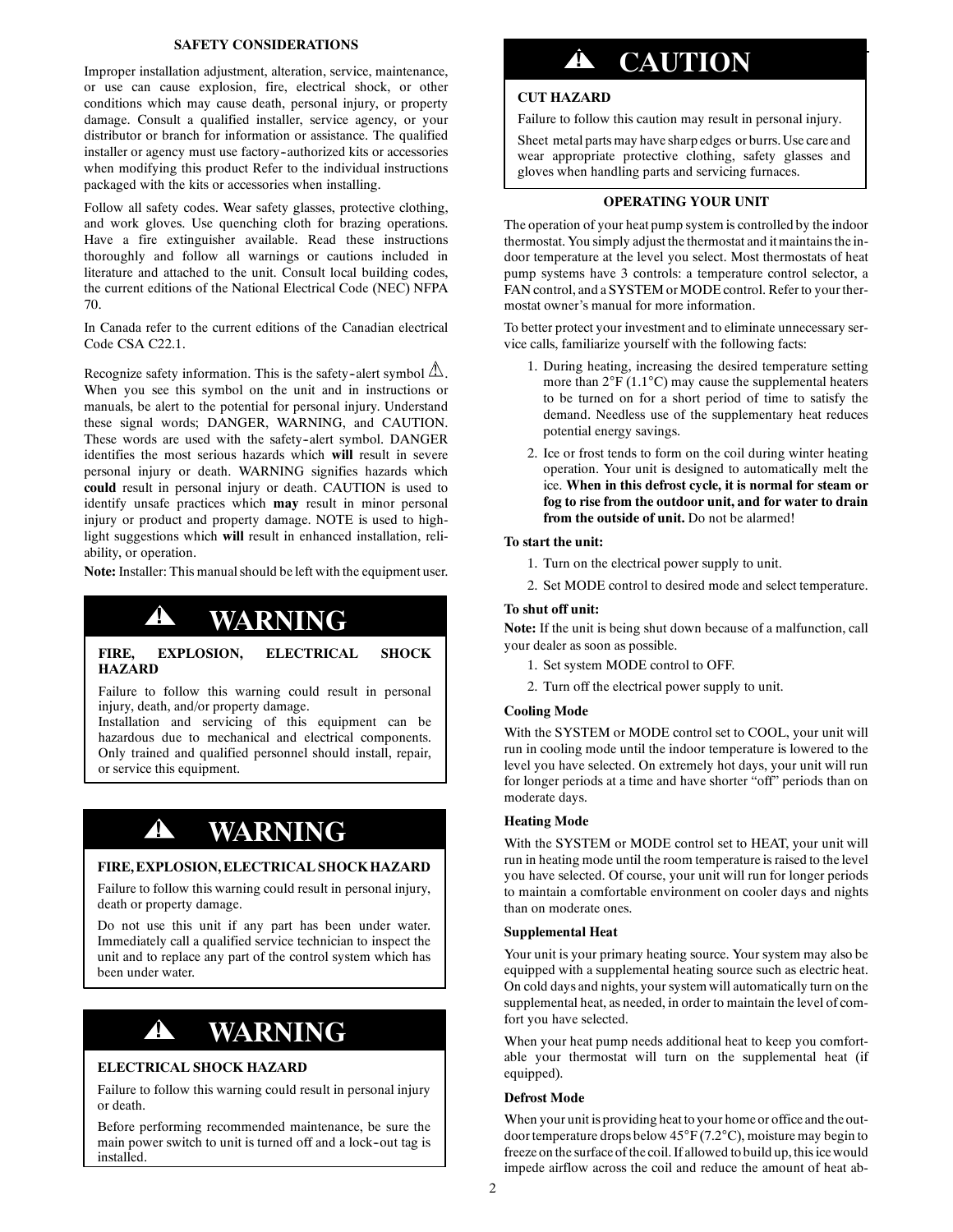## SAFETY CONSIDERATIONS

Improper installation adjustment, alteration, service, maintenance, or use can cause explosion, fire, electrical shock, or other conditions which may cause death, personal injury, or property damage. Consult a qualified installer, service agency, or your distributor or branch for information or assistance. The qualified installer or agency must use factory-authorized kits or accessories when modifying this product Refer to the individual instructions packaged with the kits or accessories when installing.

Follow all safety codes. Wear safety glasses, protective clothing, and work gloves. Use quenching cloth for brazing operations. Have a fire extinguisher available. Read these instructions thoroughly and follow all warnings or cautions included in literature and attached to the unit. Consult local building codes, the current editions of the National Electrical Code (NEC) NFPA 70.

In Canada refer to the current editions of the Canadian electrical Code CSA C22.1.

Recognize safety information. This is the safety-alert symbol ⚠. When you see this symbol on the unit and in instructions or manuals, be alert to the potential for personal injury. Understand these signal words; DANGER, WARNING, and CAUTION. These words are used with the safety-alert symbol. DANGER identifies the most serious hazards which **will** result in severe personal injury or death. WARNING signifies hazards which **could** result in personal injury or death. CAUTION is used to identify unsafe practices which **may** result in minor personal injury or product and property damage. NOTE is used to highlight suggestions which **will** result in enhanced installation, reliability, or operation.

**Note:** Installer: This manual should be left with the equipment user.

### ⚠ WARNING

**FIRE, EXPLOSION, ELECTRICAL SHOCK HAZARD**

Failure to follow this warning could result in personal injury, death, and/or property damage.

Installation and servicing of this equipment can be hazardous due to mechanical and electrical components. Only trained and qualified personnel should install, repair, or service this equipment.

### ⚠ WARNING

**FIRE, EXPLOSION, ELECTRICAL SHOCK HAZARD**

Failure to follow this warning could result in personal injury, death or property damage.

Do not use this unit if any part has been under water. Immediately call a qualified service technician to inspect the unit and to replace any part of the control system which has been under water.

### ⚠ WARNING

**ELECTRICAL SHOCK HAZARD**

Failure to follow this warning could result in personal injury or death.

Before performing recommended maintenance, be sure the main power switch to unit is turned off and a lock-out tag is installed.

### ⚠ CAUTION

**CUT HAZARD**

Failure to follow this caution may result in personal injury.

Sheet metal parts may have sharp edges or burrs. Use care and wear appropriate protective clothing, safety glasses and gloves when handling parts and servicing furnaces.

## OPERATING YOUR UNIT

The operation of your heat pump system is controlled by the indoor thermostat. You simply adjust the thermostat and it maintains the indoor temperature at the level you select. Most thermostats of heat pump systems have 3 controls: a temperature control selector, a FAN control, and a SYSTEM or MODE control. Refer to your thermostat owner's manual for more information.

To better protect your investment and to eliminate unnecessary service calls, familiarize yourself with the following facts:

1. During heating, increasing the desired temperature setting more than 2°F (1.1°C) may cause the supplemental heaters to be turned on for a short period of time to satisfy the demand. Needless use of the supplementary heat reduces potential energy savings.
2. Ice or frost tends to form on the coil during winter heating operation. Your unit is designed to automatically melt the ice. **When in this defrost cycle, it is normal for steam or fog to rise from the outdoor unit, and for water to drain from the outside of unit.** Do not be alarmed!

**To start the unit:**

1. Turn on the electrical power supply to unit.
2. Set MODE control to desired mode and select temperature.

**To shut off unit:**

**Note:** If the unit is being shut down because of a malfunction, call your dealer as soon as possible.

1. Set system MODE control to OFF.
2. Turn off the electrical power supply to unit.

**Cooling Mode**

With the SYSTEM or MODE control set to COOL, your unit will run in cooling mode until the indoor temperature is lowered to the level you have selected. On extremely hot days, your unit will run for longer periods at a time and have shorter "off" periods than on moderate days.

**Heating Mode**

With the SYSTEM or MODE control set to HEAT, your unit will run in heating mode until the room temperature is raised to the level you have selected. Of course, your unit will run for longer periods to maintain a comfortable environment on cooler days and nights than on moderate ones.

**Supplemental Heat**

Your unit is your primary heating source. Your system may also be equipped with a supplemental heating source such as electric heat. On cold days and nights, your system will automatically turn on the supplemental heat, as needed, in order to maintain the level of comfort you have selected.

When your heat pump needs additional heat to keep you comfortable your thermostat will turn on the supplemental heat (if equipped).

**Defrost Mode**

When your unit is providing heat to your home or office and the outdoor temperature drops below 45°F (7.2°C), moisture may begin to freeze on the surface of the coil. If allowed to build up, this ice would impede airflow across the coil and reduce the amount of heat ab-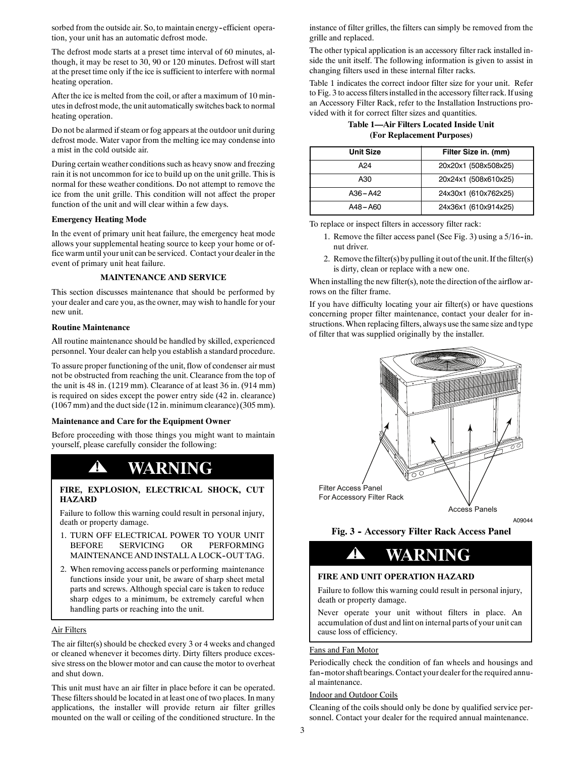sorbed from the outside air. So, to maintain energy-efficient operation, your unit has an automatic defrost mode.

The defrost mode starts at a preset time interval of 60 minutes, although, it may be reset to 30, 90 or 120 minutes. Defrost will start at the preset time only if the ice is sufficient to interfere with normal heating operation.

After the ice is melted from the coil, or after a maximum of 10 minutes in defrost mode, the unit automatically switches back to normal heating operation.

Do not be alarmed if steam or fog appears at the outdoor unit during defrost mode. Water vapor from the melting ice may condense into a mist in the cold outside air.

During certain weather conditions such as heavy snow and freezing rain it is not uncommon for ice to build up on the unit grille. This is normal for these weather conditions. Do not attempt to remove the ice from the unit grille. This condition will not affect the proper function of the unit and will clear within a few days.

**Emergency Heating Mode**

In the event of primary unit heat failure, the emergency heat mode allows your supplemental heating source to keep your home or office warm until your unit can be serviced. Contact your dealer in the event of primary unit heat failure.

## MAINTENANCE AND SERVICE

This section discusses maintenance that should be performed by your dealer and care you, as the owner, may wish to handle for your new unit.

**Routine Maintenance**

All routine maintenance should be handled by skilled, experienced personnel. Your dealer can help you establish a standard procedure.

To assure proper functioning of the unit, flow of condenser air must not be obstructed from reaching the unit. Clearance from the top of the unit is 48 in. (1219 mm). Clearance of at least 36 in. (914 mm) is required on sides except the power entry side (42 in. clearance) (1067 mm) and the duct side (12 in. minimum clearance) (305 mm).

**Maintenance and Care for the Equipment Owner**

Before proceeding with those things you might want to maintain yourself, please carefully consider the following:

> **⚠ WARNING**
>
> **FIRE, EXPLOSION, ELECTRICAL SHOCK, CUT HAZARD**
>
> Failure to follow this warning could result in personal injury, death or property damage.
>
> 1. TURN OFF ELECTRICAL POWER TO YOUR UNIT BEFORE SERVICING OR PERFORMING MAINTENANCE AND INSTALL A LOCK-OUT TAG.
> 2. When removing access panels or performing maintenance functions inside your unit, be aware of sharp sheet metal parts and screws. Although special care is taken to reduce sharp edges to a minimum, be extremely careful when handling parts or reaching into the unit.

Air Filters

The air filter(s) should be checked every 3 or 4 weeks and changed or cleaned whenever it becomes dirty. Dirty filters produce excessive stress on the blower motor and can cause the motor to overheat and shut down.

This unit must have an air filter in place before it can be operated. These filters should be located in at least one of two places. In many applications, the installer will provide return air filter grilles mounted on the wall or ceiling of the conditioned structure. In the instance of filter grilles, the filters can simply be removed from the grille and replaced.

The other typical application is an accessory filter rack installed inside the unit itself. The following information is given to assist in changing filters used in these internal filter racks.

Table 1 indicates the correct indoor filter size for your unit. Refer to Fig. 3 to access filters installed in the accessory filter rack. If using an Accessory Filter Rack, refer to the Installation Instructions provided with it for correct filter sizes and quantities.

**Table 1—Air Filters Located Inside Unit (For Replacement Purposes)**

| Unit Size | Filter Size in. (mm) |
|---|---|
| A24 | 20x20x1 (508x508x25) |
| A30 | 20x24x1 (508x610x25) |
| A36–A42 | 24x30x1 (610x762x25) |
| A48–A60 | 24x36x1 (610x914x25) |

To replace or inspect filters in accessory filter rack:

1. Remove the filter access panel (See Fig. 3) using a 5/16-in. nut driver.
2. Remove the filter(s) by pulling it out of the unit. If the filter(s) is dirty, clean or replace with a new one.

When installing the new filter(s), note the direction of the airflow arrows on the filter frame.

If you have difficulty locating your air filter(s) or have questions concerning proper filter maintenance, contact your dealer for instructions. When replacing filters, always use the same size and type of filter that was supplied originally by the installer.

Filter Access Panel For Accessory Filter Rack

Access Panels

A09044

**Fig. 3 - Accessory Filter Rack Access Panel**

> **⚠ WARNING**
>
> **FIRE AND UNIT OPERATION HAZARD**
>
> Failure to follow this warning could result in personal injury, death or property damage.
>
> Never operate your unit without filters in place. An accumulation of dust and lint on internal parts of your unit can cause loss of efficiency.

Fans and Fan Motor

Periodically check the condition of fan wheels and housings and fan-motor shaft bearings. Contact your dealer for the required annual maintenance.

Indoor and Outdoor Coils

Cleaning of the coils should only be done by qualified service personnel. Contact your dealer for the required annual maintenance.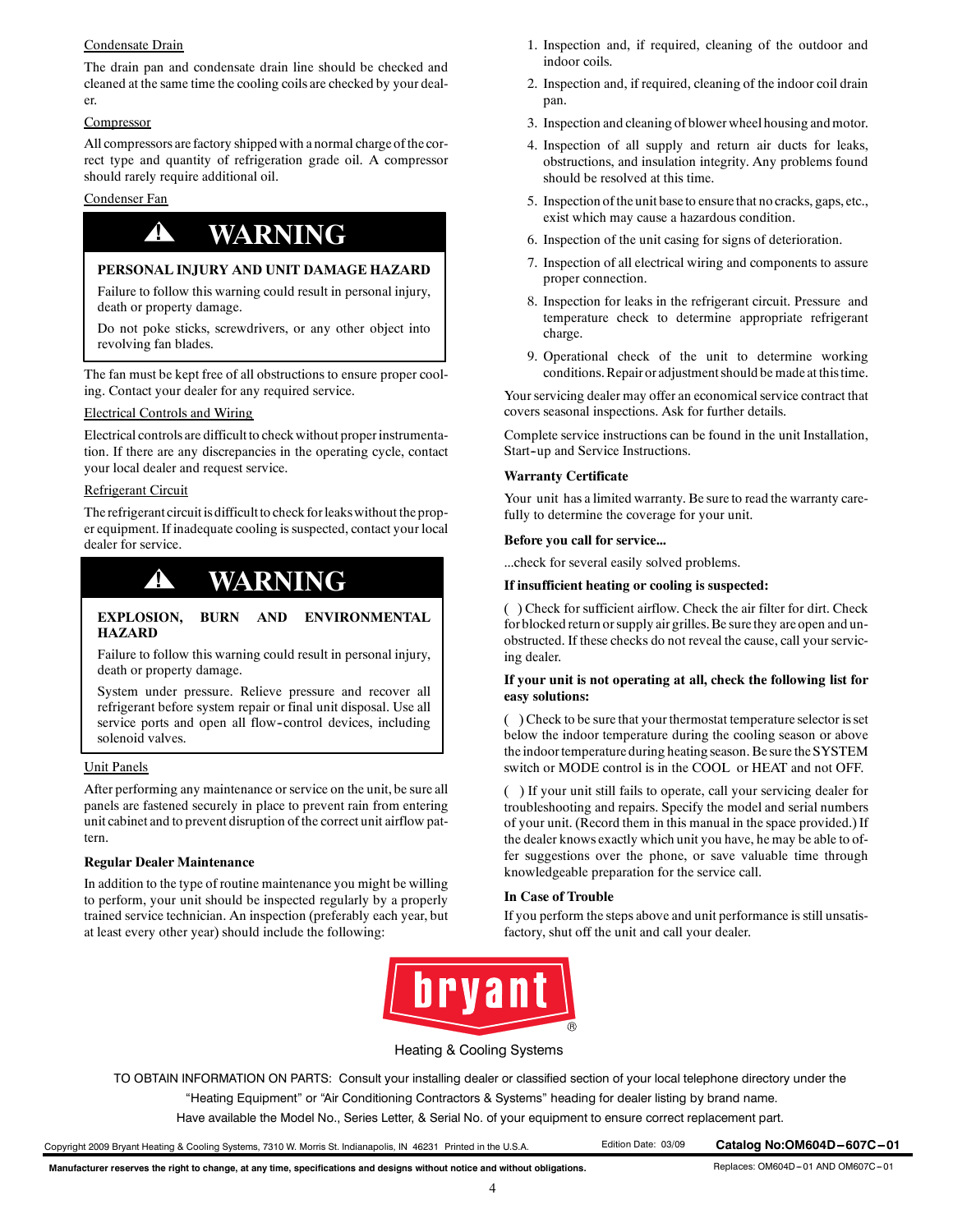Condensate Drain

The drain pan and condensate drain line should be checked and cleaned at the same time the cooling coils are checked by your dealer.

Compressor

All compressors are factory shipped with a normal charge of the correct type and quantity of refrigeration grade oil. A compressor should rarely require additional oil.

Condenser Fan

**⚠ WARNING**

**PERSONAL INJURY AND UNIT DAMAGE HAZARD**

Failure to follow this warning could result in personal injury, death or property damage.

Do not poke sticks, screwdrivers, or any other object into revolving fan blades.

The fan must be kept free of all obstructions to ensure proper cooling. Contact your dealer for any required service.

Electrical Controls and Wiring

Electrical controls are difficult to check without proper instrumentation. If there are any discrepancies in the operating cycle, contact your local dealer and request service.

Refrigerant Circuit

The refrigerant circuit is difficult to check for leaks without the proper equipment. If inadequate cooling is suspected, contact your local dealer for service.

**⚠ WARNING**

**EXPLOSION, BURN AND ENVIRONMENTAL HAZARD**

Failure to follow this warning could result in personal injury, death or property damage.

System under pressure. Relieve pressure and recover all refrigerant before system repair or final unit disposal. Use all service ports and open all flow-control devices, including solenoid valves.

Unit Panels

After performing any maintenance or service on the unit, be sure all panels are fastened securely in place to prevent rain from entering unit cabinet and to prevent disruption of the correct unit airflow pattern.

**Regular Dealer Maintenance**

In addition to the type of routine maintenance you might be willing to perform, your unit should be inspected regularly by a properly trained service technician. An inspection (preferably each year, but at least every other year) should include the following:

1. Inspection and, if required, cleaning of the outdoor and indoor coils.
2. Inspection and, if required, cleaning of the indoor coil drain pan.
3. Inspection and cleaning of blower wheel housing and motor.
4. Inspection of all supply and return air ducts for leaks, obstructions, and insulation integrity. Any problems found should be resolved at this time.
5. Inspection of the unit base to ensure that no cracks, gaps, etc., exist which may cause a hazardous condition.
6. Inspection of the unit casing for signs of deterioration.
7. Inspection of all electrical wiring and components to assure proper connection.
8. Inspection for leaks in the refrigerant circuit. Pressure and temperature check to determine appropriate refrigerant charge.
9. Operational check of the unit to determine working conditions. Repair or adjustment should be made at this time.

Your servicing dealer may offer an economical service contract that covers seasonal inspections. Ask for further details.

Complete service instructions can be found in the unit Installation, Start-up and Service Instructions.

**Warranty Certificate**

Your unit has a limited warranty. Be sure to read the warranty carefully to determine the coverage for your unit.

**Before you call for service...**

...check for several easily solved problems.

**If insufficient heating or cooling is suspected:**

( ) Check for sufficient airflow. Check the air filter for dirt. Check for blocked return or supply air grilles. Be sure they are open and unobstructed. If these checks do not reveal the cause, call your servicing dealer.

**If your unit is not operating at all, check the following list for easy solutions:**

( ) Check to be sure that your thermostat temperature selector is set below the indoor temperature during the cooling season or above the indoor temperature during heating season. Be sure the SYSTEM switch or MODE control is in the COOL or HEAT and not OFF.

( ) If your unit still fails to operate, call your servicing dealer for troubleshooting and repairs. Specify the model and serial numbers of your unit. (Record them in this manual in the space provided.) If the dealer knows exactly which unit you have, he may be able to offer suggestions over the phone, or save valuable time through knowledgeable preparation for the service call.

**In Case of Trouble**

If you perform the steps above and unit performance is still unsatisfactory, shut off the unit and call your dealer.

bryant®

Heating & Cooling Systems

TO OBTAIN INFORMATION ON PARTS: Consult your installing dealer or classified section of your local telephone directory under the "Heating Equipment" or "Air Conditioning Contractors & Systems" heading for dealer listing by brand name.
Have available the Model No., Series Letter, & Serial No. of your equipment to ensure correct replacement part.

Copyright 2009 Bryant Heating & Cooling Systems, 7310 W. Morris St. Indianapolis, IN 46231 Printed in the U.S.A. Edition Date: 03/09 **Catalog No:OM604D-607C-01**

**Manufacturer reserves the right to change, at any time, specifications and designs without notice and without obligations.** Replaces: OM604D-01 AND OM607C-01